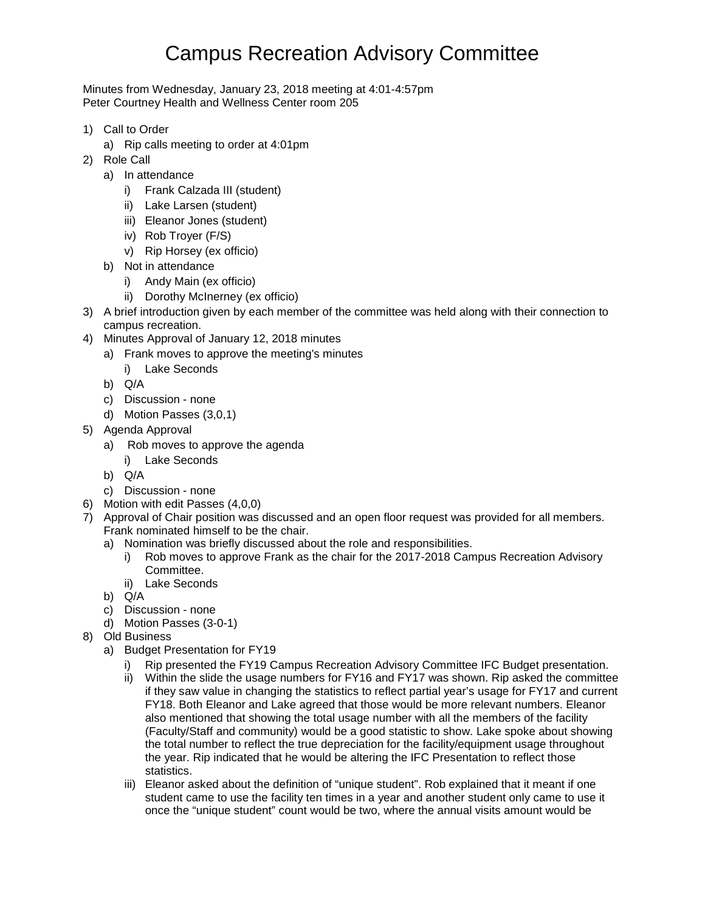# Campus Recreation Advisory Committee

Minutes from Wednesday, January 23, 2018 meeting at 4:01-4:57pm
Peter Courtney Health and Wellness Center room 205

1) Call to Order
   a) Rip calls meeting to order at 4:01pm
2) Role Call
   a) In attendance
      i) Frank Calzada III (student)
      ii) Lake Larsen (student)
      iii) Eleanor Jones (student)
      iv) Rob Troyer (F/S)
      v) Rip Horsey (ex officio)
   b) Not in attendance
      i) Andy Main (ex officio)
      ii) Dorothy McInerney (ex officio)
3) A brief introduction given by each member of the committee was held along with their connection to campus recreation.
4) Minutes Approval of January 12, 2018 minutes
   a) Frank moves to approve the meeting's minutes
      i) Lake Seconds
   b) Q/A
   c) Discussion - none
   d) Motion Passes (3,0,1)
5) Agenda Approval
   a) Rob moves to approve the agenda
      i) Lake Seconds
   b) Q/A
   c) Discussion - none
6) Motion with edit Passes (4,0,0)
7) Approval of Chair position was discussed and an open floor request was provided for all members. Frank nominated himself to be the chair.
   a) Nomination was briefly discussed about the role and responsibilities.
      i) Rob moves to approve Frank as the chair for the 2017-2018 Campus Recreation Advisory Committee.
      ii) Lake Seconds
   b) Q/A
   c) Discussion - none
   d) Motion Passes (3-0-1)
8) Old Business
   a) Budget Presentation for FY19
      i) Rip presented the FY19 Campus Recreation Advisory Committee IFC Budget presentation.
      ii) Within the slide the usage numbers for FY16 and FY17 was shown. Rip asked the committee if they saw value in changing the statistics to reflect partial year's usage for FY17 and current FY18. Both Eleanor and Lake agreed that those would be more relevant numbers. Eleanor also mentioned that showing the total usage number with all the members of the facility (Faculty/Staff and community) would be a good statistic to show. Lake spoke about showing the total number to reflect the true depreciation for the facility/equipment usage throughout the year. Rip indicated that he would be altering the IFC Presentation to reflect those statistics.
      iii) Eleanor asked about the definition of "unique student". Rob explained that it meant if one student came to use the facility ten times in a year and another student only came to use it once the "unique student" count would be two, where the annual visits amount would be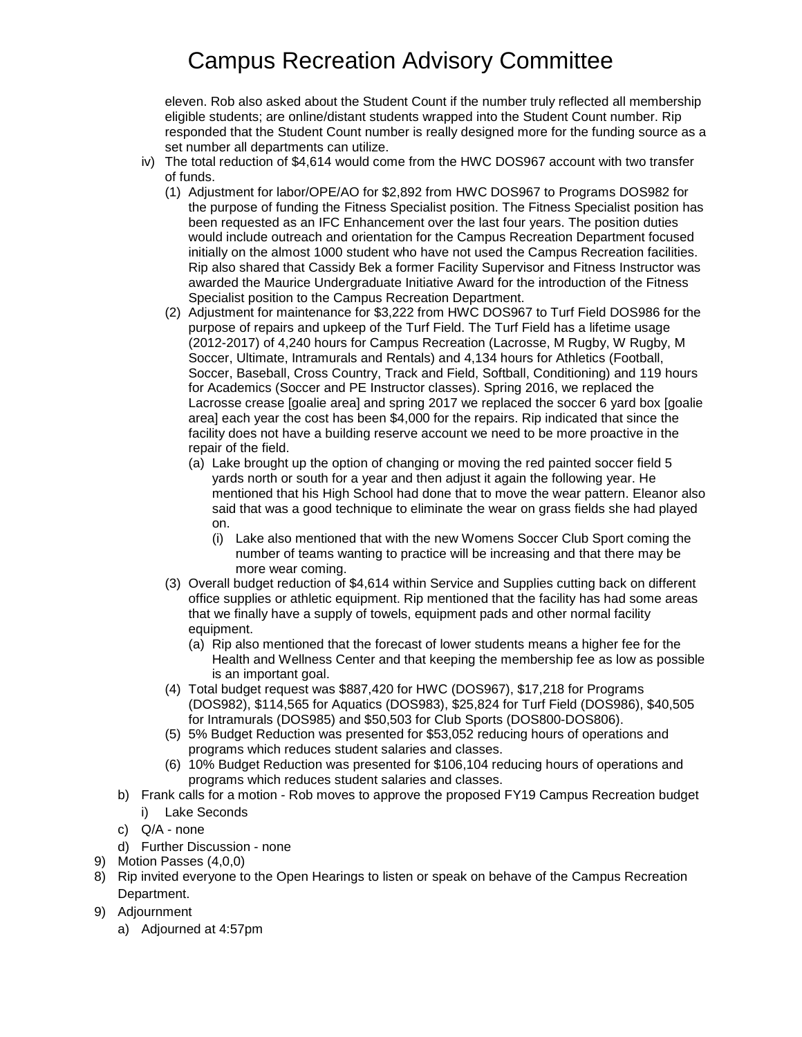eleven. Rob also asked about the Student Count if the number truly reflected all membership eligible students; are online/distant students wrapped into the Student Count number. Rip responded that the Student Count number is really designed more for the funding source as a set number all departments can utilize.

- iv) The total reduction of $4,614 would come from the HWC DOS967 account with two transfer of funds.
  - (1) Adjustment for labor/OPE/AO for $2,892 from HWC DOS967 to Programs DOS982 for the purpose of funding the Fitness Specialist position. The Fitness Specialist position has been requested as an IFC Enhancement over the last four years. The position duties would include outreach and orientation for the Campus Recreation Department focused initially on the almost 1000 student who have not used the Campus Recreation facilities. Rip also shared that Cassidy Bek a former Facility Supervisor and Fitness Instructor was awarded the Maurice Undergraduate Initiative Award for the introduction of the Fitness Specialist position to the Campus Recreation Department.
  - (2) Adjustment for maintenance for $3,222 from HWC DOS967 to Turf Field DOS986 for the purpose of repairs and upkeep of the Turf Field. The Turf Field has a lifetime usage (2012-2017) of 4,240 hours for Campus Recreation (Lacrosse, M Rugby, W Rugby, M Soccer, Ultimate, Intramurals and Rentals) and 4,134 hours for Athletics (Football, Soccer, Baseball, Cross Country, Track and Field, Softball, Conditioning) and 119 hours for Academics (Soccer and PE Instructor classes). Spring 2016, we replaced the Lacrosse crease [goalie area] and spring 2017 we replaced the soccer 6 yard box [goalie area] each year the cost has been $4,000 for the repairs. Rip indicated that since the facility does not have a building reserve account we need to be more proactive in the repair of the field.
    - (a) Lake brought up the option of changing or moving the red painted soccer field 5 yards north or south for a year and then adjust it again the following year. He mentioned that his High School had done that to move the wear pattern. Eleanor also said that was a good technique to eliminate the wear on grass fields she had played on.
      - (i) Lake also mentioned that with the new Womens Soccer Club Sport coming the number of teams wanting to practice will be increasing and that there may be more wear coming.
  - (3) Overall budget reduction of $4,614 within Service and Supplies cutting back on different office supplies or athletic equipment. Rip mentioned that the facility has had some areas that we finally have a supply of towels, equipment pads and other normal facility equipment.
    - (a) Rip also mentioned that the forecast of lower students means a higher fee for the Health and Wellness Center and that keeping the membership fee as low as possible is an important goal.
  - (4) Total budget request was $887,420 for HWC (DOS967), $17,218 for Programs (DOS982), $114,565 for Aquatics (DOS983), $25,824 for Turf Field (DOS986), $40,505 for Intramurals (DOS985) and $50,503 for Club Sports (DOS800-DOS806).
  - (5) 5% Budget Reduction was presented for $53,052 reducing hours of operations and programs which reduces student salaries and classes.
  - (6) 10% Budget Reduction was presented for $106,104 reducing hours of operations and programs which reduces student salaries and classes.

- b) Frank calls for a motion - Rob moves to approve the proposed FY19 Campus Recreation budget
  - i) Lake Seconds
- c) Q/A - none
- d) Further Discussion - none

9) Motion Passes (4,0,0)

8) Rip invited everyone to the Open Hearings to listen or speak on behave of the Campus Recreation Department.

9) Adjournment
   - a) Adjourned at 4:57pm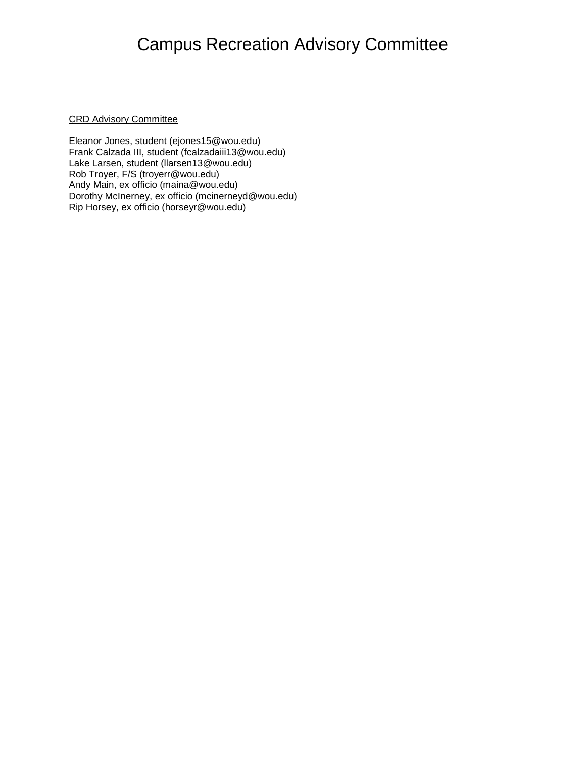# Campus Recreation Advisory Committee

<u>CRD Advisory Committee</u>

Eleanor Jones, student (ejones15@wou.edu)
Frank Calzada III, student (fcalzadaiii13@wou.edu)
Lake Larsen, student (llarsen13@wou.edu)
Rob Troyer, F/S (troyerr@wou.edu)
Andy Main, ex officio (maina@wou.edu)
Dorothy McInerney, ex officio (mcinerneyd@wou.edu)
Rip Horsey, ex officio (horseyr@wou.edu)